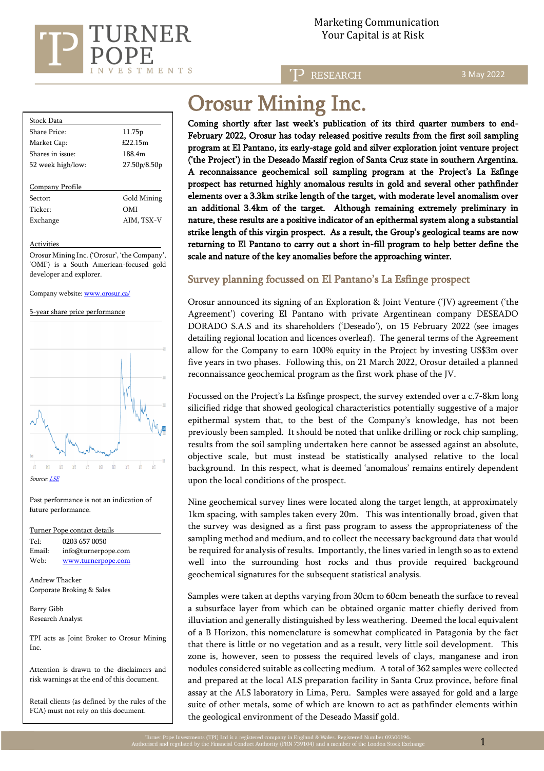Marketing Communication
Your Capital is at Risk

RESEARCH — 3 May 2022

# Orosur Mining Inc.

**Coming shortly after last week's publication of its third quarter numbers to end-February 2022, Orosur has today released positive results from the first soil sampling program at El Pantano, its early-stage gold and silver exploration joint venture project ('the Project') in the Deseado Massif region of Santa Cruz state in southern Argentina. A reconnaissance geochemical soil sampling program at the Project's La Esfinge prospect has returned highly anomalous results in gold and several other pathfinder elements over a 3.3km strike length of the target, with moderate level anomalism over an additional 3.4km of the target. Although remaining extremely preliminary in nature, these results are a positive indicator of an epithermal system along a substantial strike length of this virgin prospect. As a result, the Group's geological teams are now returning to El Pantano to carry out a short in-fill program to help better define the scale and nature of the key anomalies before the approaching winter.**

## Survey planning focussed on El Pantano's La Esfinge prospect

Orosur announced its signing of an Exploration & Joint Venture ('JV) agreement ('the Agreement') covering El Pantano with private Argentinean company DESEADO DORADO S.A.S and its shareholders ('Deseado'), on 15 February 2022 (see images detailing regional location and licences overleaf). The general terms of the Agreement allow for the Company to earn 100% equity in the Project by investing US$3m over five years in two phases. Following this, on 21 March 2022, Orosur detailed a planned reconnaissance geochemical program as the first work phase of the JV.

Focussed on the Project's La Esfinge prospect, the survey extended over a c.7-8km long silicified ridge that showed geological characteristics potentially suggestive of a major epithermal system that, to the best of the Company's knowledge, has not been previously been sampled. It should be noted that unlike drilling or rock chip sampling, results from the soil sampling undertaken here cannot be assessed against an absolute, objective scale, but must instead be statistically analysed relative to the local background. In this respect, what is deemed 'anomalous' remains entirely dependent upon the local conditions of the prospect.

Nine geochemical survey lines were located along the target length, at approximately 1km spacing, with samples taken every 20m. This was intentionally broad, given that the survey was designed as a first pass program to assess the appropriateness of the sampling method and medium, and to collect the necessary background data that would be required for analysis of results. Importantly, the lines varied in length so as to extend well into the surrounding host rocks and thus provide required background geochemical signatures for the subsequent statistical analysis.

Samples were taken at depths varying from 30cm to 60cm beneath the surface to reveal a subsurface layer from which can be obtained organic matter chiefly derived from illuviation and generally distinguished by less weathering. Deemed the local equivalent of a B Horizon, this nomenclature is somewhat complicated in Patagonia by the fact that there is little or no vegetation and as a result, very little soil development. This zone is, however, seen to possess the required levels of clays, manganese and iron nodules considered suitable as collecting medium. A total of 362 samples were collected and prepared at the local ALS preparation facility in Santa Cruz province, before final assay at the ALS laboratory in Lima, Peru. Samples were assayed for gold and a large suite of other metals, some of which are known to act as pathfinder elements within the geological environment of the Deseado Massif gold.

| Stock Data | |
|---|---|
| Share Price: | 11.75p |
| Market Cap: | £22.15m |
| Shares in issue: | 188.4m |
| 52 week high/low: | 27.50p/8.50p |

| Company Profile | |
|---|---|
| Sector: | Gold Mining |
| Ticker: | OMI |
| Exchange | AIM, TSX-V |

**Activities**

Orosur Mining Inc. ('Orosur', 'the Company', 'OMI') is a South American-focused gold developer and explorer.

Company website: www.orosur.ca/

5-year share price performance

*Source: LSE*

Past performance is not an indication of future performance.

**Turner Pope contact details**

Tel: 0203 657 0050
Email: info@turnerpope.com
Web: www.turnerpope.com

Andrew Thacker
Corporate Broking & Sales

Barry Gibb
Research Analyst

TPI acts as Joint Broker to Orosur Mining Inc.

Attention is drawn to the disclaimers and risk warnings at the end of this document.

Retail clients (as defined by the rules of the FCA) must not rely on this document.

Turner Pope Investments (TPI) Ltd is a registered company in England & Wales. Registered Number 09506196.
Authorised and regulated by the Financial Conduct Authority (FRN 739104) and a member of the London Stock Exchange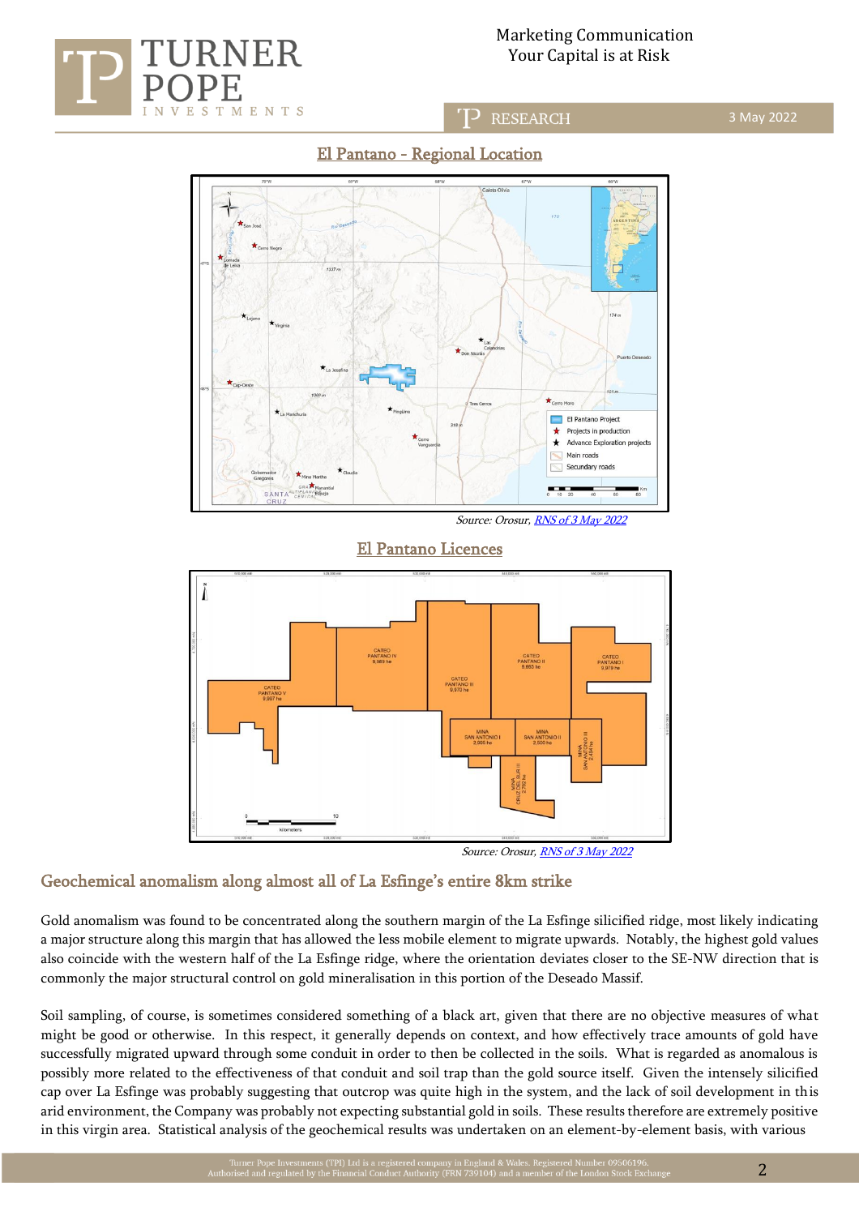## El Pantano - Regional Location

Source: Orosur, RNS of 3 May 2022

## El Pantano Licences

Source: Orosur, RNS of 3 May 2022

## Geochemical anomalism along almost all of La Esfinge's entire 8km strike

Gold anomalism was found to be concentrated along the southern margin of the La Esfinge silicified ridge, most likely indicating a major structure along this margin that has allowed the less mobile element to migrate upwards. Notably, the highest gold values also coincide with the western half of the La Esfinge ridge, where the orientation deviates closer to the SE-NW direction that is commonly the major structural control on gold mineralisation in this portion of the Deseado Massif.

Soil sampling, of course, is sometimes considered something of a black art, given that there are no objective measures of what might be good or otherwise. In this respect, it generally depends on context, and how effectively trace amounts of gold have successfully migrated upward through some conduit in order to then be collected in the soils. What is regarded as anomalous is possibly more related to the effectiveness of that conduit and soil trap than the gold source itself. Given the intensely silicified cap over La Esfinge was probably suggesting that outcrop was quite high in the system, and the lack of soil development in this arid environment, the Company was probably not expecting substantial gold in soils. These results therefore are extremely positive in this virgin area. Statistical analysis of the geochemical results was undertaken on an element-by-element basis, with various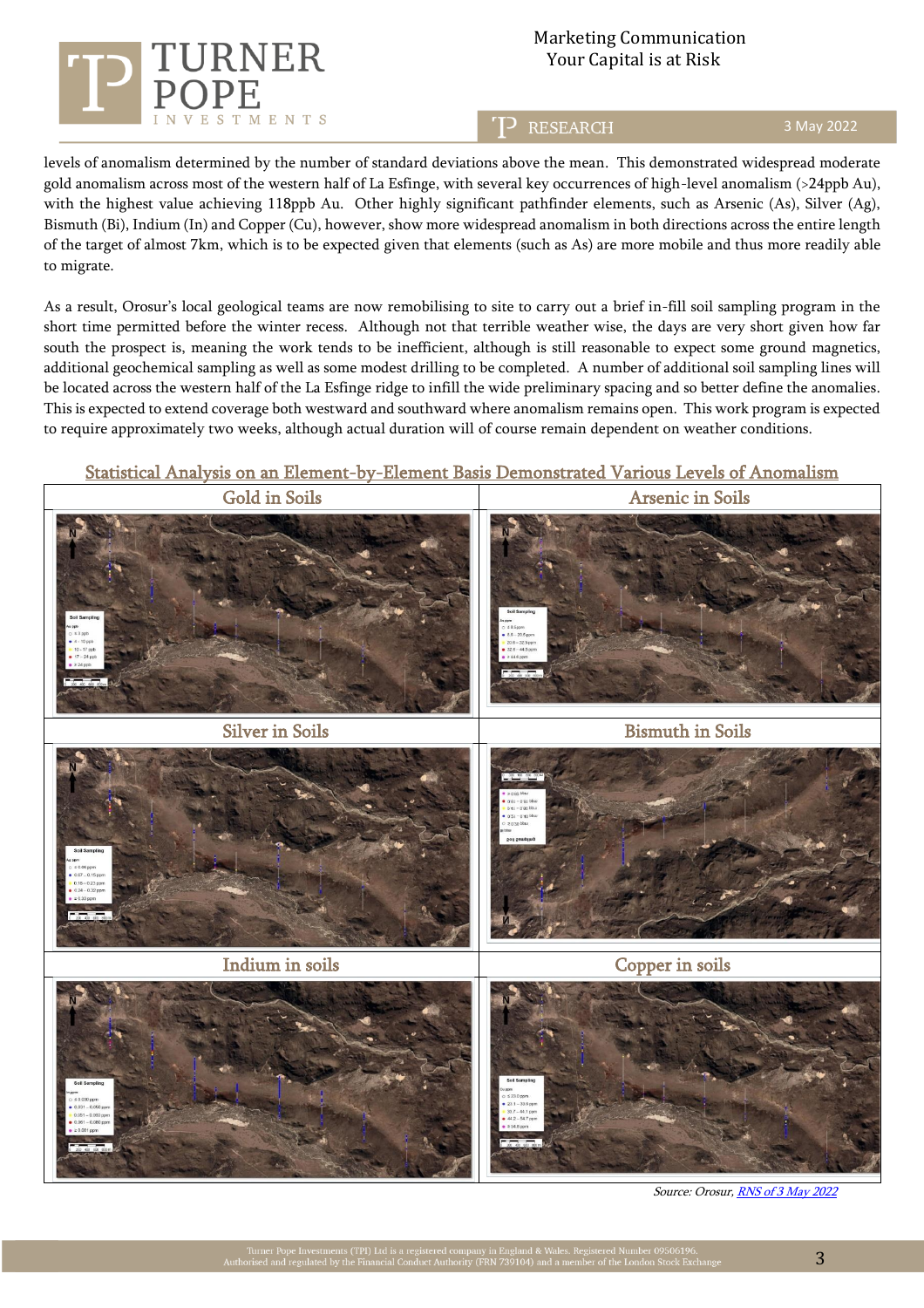levels of anomalism determined by the number of standard deviations above the mean. This demonstrated widespread moderate gold anomalism across most of the western half of La Esfinge, with several key occurrences of high-level anomalism (>24ppb Au), with the highest value achieving 118ppb Au. Other highly significant pathfinder elements, such as Arsenic (As), Silver (Ag), Bismuth (Bi), Indium (In) and Copper (Cu), however, show more widespread anomalism in both directions across the entire length of the target of almost 7km, which is to be expected given that elements (such as As) are more mobile and thus more readily able to migrate.

As a result, Orosur's local geological teams are now remobilising to site to carry out a brief in-fill soil sampling program in the short time permitted before the winter recess. Although not that terrible weather wise, the days are very short given how far south the prospect is, meaning the work tends to be inefficient, although is still reasonable to expect some ground magnetics, additional geochemical sampling as well as some modest drilling to be completed. A number of additional soil sampling lines will be located across the western half of the La Esfinge ridge to infill the wide preliminary spacing and so better define the anomalies. This is expected to extend coverage both westward and southward where anomalism remains open. This work program is expected to require approximately two weeks, although actual duration will of course remain dependent on weather conditions.

**Statistical Analysis on an Element-by-Element Basis Demonstrated Various Levels of Anomalism**

| Gold in Soils | Arsenic in Soils |
|---|---|
| Silver in Soils | Bismuth in Soils |
| Indium in soils | Copper in soils |

*Source: Orosur, RNS of 3 May 2022*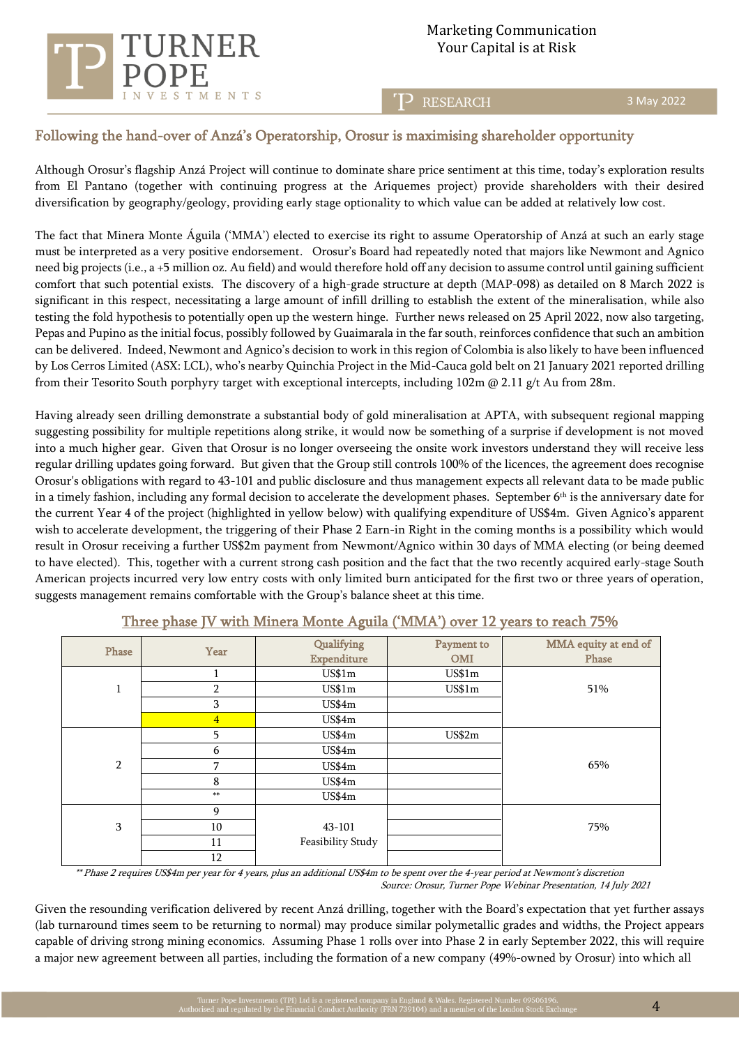## Following the hand-over of Anzá's Operatorship, Orosur is maximising shareholder opportunity

Although Orosur's flagship Anzá Project will continue to dominate share price sentiment at this time, today's exploration results from El Pantano (together with continuing progress at the Ariquemes project) provide shareholders with their desired diversification by geography/geology, providing early stage optionality to which value can be added at relatively low cost.

The fact that Minera Monte Águila ('MMA') elected to exercise its right to assume Operatorship of Anzá at such an early stage must be interpreted as a very positive endorsement. Orosur's Board had repeatedly noted that majors like Newmont and Agnico need big projects (i.e., a +5 million oz. Au field) and would therefore hold off any decision to assume control until gaining sufficient comfort that such potential exists. The discovery of a high-grade structure at depth (MAP-098) as detailed on 8 March 2022 is significant in this respect, necessitating a large amount of infill drilling to establish the extent of the mineralisation, while also testing the fold hypothesis to potentially open up the western hinge. Further news released on 25 April 2022, now also targeting, Pepas and Pupino as the initial focus, possibly followed by Guaimarala in the far south, reinforces confidence that such an ambition can be delivered. Indeed, Newmont and Agnico's decision to work in this region of Colombia is also likely to have been influenced by Los Cerros Limited (ASX: LCL), who's nearby Quinchia Project in the Mid-Cauca gold belt on 21 January 2021 reported drilling from their Tesorito South porphyry target with exceptional intercepts, including 102m @ 2.11 g/t Au from 28m.

Having already seen drilling demonstrate a substantial body of gold mineralisation at APTA, with subsequent regional mapping suggesting possibility for multiple repetitions along strike, it would now be something of a surprise if development is not moved into a much higher gear. Given that Orosur is no longer overseeing the onsite work investors understand they will receive less regular drilling updates going forward. But given that the Group still controls 100% of the licences, the agreement does recognise Orosur's obligations with regard to 43-101 and public disclosure and thus management expects all relevant data to be made public in a timely fashion, including any formal decision to accelerate the development phases. September 6th is the anniversary date for the current Year 4 of the project (highlighted in yellow below) with qualifying expenditure of US$4m. Given Agnico's apparent wish to accelerate development, the triggering of their Phase 2 Earn-in Right in the coming months is a possibility which would result in Orosur receiving a further US$2m payment from Newmont/Agnico within 30 days of MMA electing (or being deemed to have elected). This, together with a current strong cash position and the fact that the two recently acquired early-stage South American projects incurred very low entry costs with only limited burn anticipated for the first two or three years of operation, suggests management remains comfortable with the Group's balance sheet at this time.

### Three phase JV with Minera Monte Aguila ('MMA') over 12 years to reach 75%

| Phase | Year | Qualifying Expenditure | Payment to OMI | MMA equity at end of Phase |
|---|---|---|---|---|
| 1 | 1 | US$1m | US$1m | 51% |
| | 2 | US$1m | US$1m | |
| | 3 | US$4m | | |
| | 4 | US$4m | | |
| 2 | 5 | US$4m | US$2m | 65% |
| | 6 | US$4m | | |
| | 7 | US$4m | | |
| | 8 | US$4m | | |
| | ** | US$4m | | |
| 3 | 9 | 43-101 Feasibility Study | | 75% |
| | 10 | | | |
| | 11 | | | |
| | 12 | | | |

*** Phase 2 requires US$4m per year for 4 years, plus an additional US$4m to be spent over the 4-year period at Newmont's discretion*

*Source: Orosur, Turner Pope Webinar Presentation, 14 July 2021*

Given the resounding verification delivered by recent Anzá drilling, together with the Board's expectation that yet further assays (lab turnaround times seem to be returning to normal) may produce similar polymetallic grades and widths, the Project appears capable of driving strong mining economics. Assuming Phase 1 rolls over into Phase 2 in early September 2022, this will require a major new agreement between all parties, including the formation of a new company (49%-owned by Orosur) into which all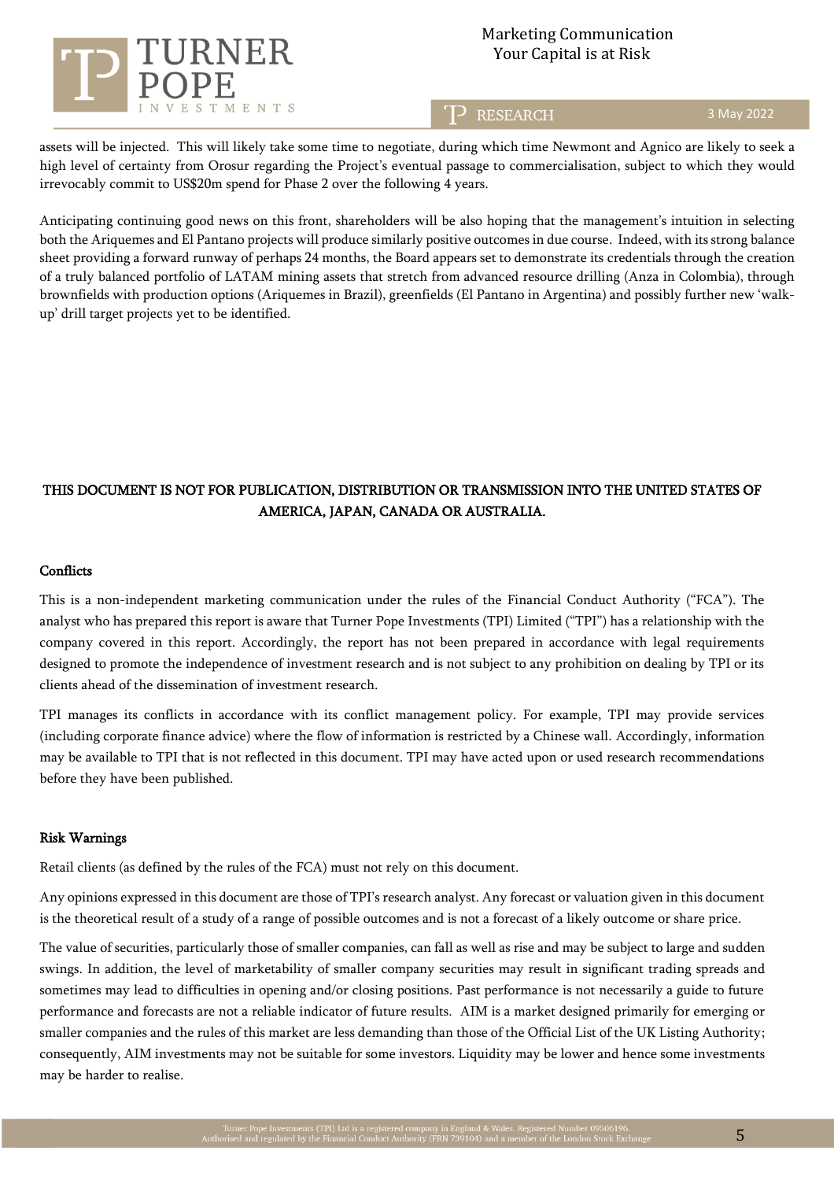assets will be injected. This will likely take some time to negotiate, during which time Newmont and Agnico are likely to seek a high level of certainty from Orosur regarding the Project's eventual passage to commercialisation, subject to which they would irrevocably commit to US$20m spend for Phase 2 over the following 4 years.

Anticipating continuing good news on this front, shareholders will be also hoping that the management's intuition in selecting both the Ariquemes and El Pantano projects will produce similarly positive outcomes in due course. Indeed, with its strong balance sheet providing a forward runway of perhaps 24 months, the Board appears set to demonstrate its credentials through the creation of a truly balanced portfolio of LATAM mining assets that stretch from advanced resource drilling (Anza in Colombia), through brownfields with production options (Ariquemes in Brazil), greenfields (El Pantano in Argentina) and possibly further new 'walk-up' drill target projects yet to be identified.

**THIS DOCUMENT IS NOT FOR PUBLICATION, DISTRIBUTION OR TRANSMISSION INTO THE UNITED STATES OF AMERICA, JAPAN, CANADA OR AUSTRALIA.**

## Conflicts

This is a non-independent marketing communication under the rules of the Financial Conduct Authority ("FCA"). The analyst who has prepared this report is aware that Turner Pope Investments (TPI) Limited ("TPI") has a relationship with the company covered in this report. Accordingly, the report has not been prepared in accordance with legal requirements designed to promote the independence of investment research and is not subject to any prohibition on dealing by TPI or its clients ahead of the dissemination of investment research.

TPI manages its conflicts in accordance with its conflict management policy. For example, TPI may provide services (including corporate finance advice) where the flow of information is restricted by a Chinese wall. Accordingly, information may be available to TPI that is not reflected in this document. TPI may have acted upon or used research recommendations before they have been published.

## Risk Warnings

Retail clients (as defined by the rules of the FCA) must not rely on this document.

Any opinions expressed in this document are those of TPI's research analyst. Any forecast or valuation given in this document is the theoretical result of a study of a range of possible outcomes and is not a forecast of a likely outcome or share price.

The value of securities, particularly those of smaller companies, can fall as well as rise and may be subject to large and sudden swings. In addition, the level of marketability of smaller company securities may result in significant trading spreads and sometimes may lead to difficulties in opening and/or closing positions. Past performance is not necessarily a guide to future performance and forecasts are not a reliable indicator of future results. AIM is a market designed primarily for emerging or smaller companies and the rules of this market are less demanding than those of the Official List of the UK Listing Authority; consequently, AIM investments may not be suitable for some investors. Liquidity may be lower and hence some investments may be harder to realise.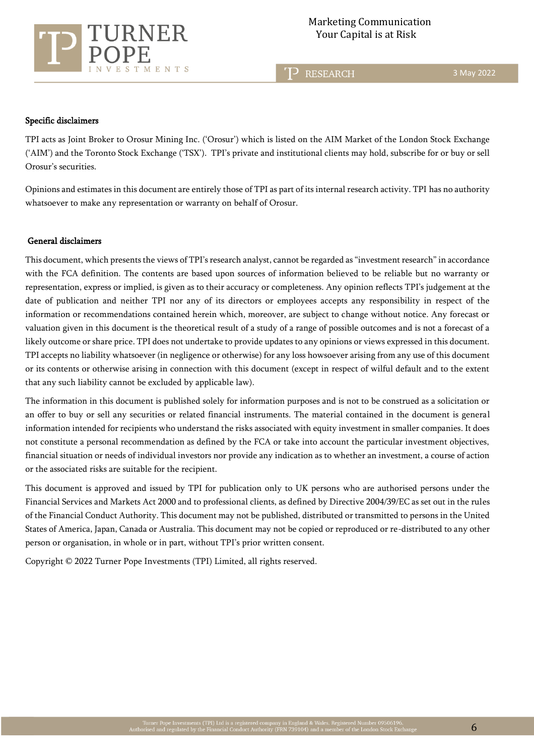## Specific disclaimers

TPI acts as Joint Broker to Orosur Mining Inc. ('Orosur') which is listed on the AIM Market of the London Stock Exchange ('AIM') and the Toronto Stock Exchange ('TSX'). TPI's private and institutional clients may hold, subscribe for or buy or sell Orosur's securities.

Opinions and estimates in this document are entirely those of TPI as part of its internal research activity. TPI has no authority whatsoever to make any representation or warranty on behalf of Orosur.

## General disclaimers

This document, which presents the views of TPI's research analyst, cannot be regarded as "investment research" in accordance with the FCA definition. The contents are based upon sources of information believed to be reliable but no warranty or representation, express or implied, is given as to their accuracy or completeness. Any opinion reflects TPI's judgement at the date of publication and neither TPI nor any of its directors or employees accepts any responsibility in respect of the information or recommendations contained herein which, moreover, are subject to change without notice. Any forecast or valuation given in this document is the theoretical result of a study of a range of possible outcomes and is not a forecast of a likely outcome or share price. TPI does not undertake to provide updates to any opinions or views expressed in this document. TPI accepts no liability whatsoever (in negligence or otherwise) for any loss howsoever arising from any use of this document or its contents or otherwise arising in connection with this document (except in respect of wilful default and to the extent that any such liability cannot be excluded by applicable law).

The information in this document is published solely for information purposes and is not to be construed as a solicitation or an offer to buy or sell any securities or related financial instruments. The material contained in the document is general information intended for recipients who understand the risks associated with equity investment in smaller companies. It does not constitute a personal recommendation as defined by the FCA or take into account the particular investment objectives, financial situation or needs of individual investors nor provide any indication as to whether an investment, a course of action or the associated risks are suitable for the recipient.

This document is approved and issued by TPI for publication only to UK persons who are authorised persons under the Financial Services and Markets Act 2000 and to professional clients, as defined by Directive 2004/39/EC as set out in the rules of the Financial Conduct Authority. This document may not be published, distributed or transmitted to persons in the United States of America, Japan, Canada or Australia. This document may not be copied or reproduced or re-distributed to any other person or organisation, in whole or in part, without TPI's prior written consent.

Copyright © 2022 Turner Pope Investments (TPI) Limited, all rights reserved.